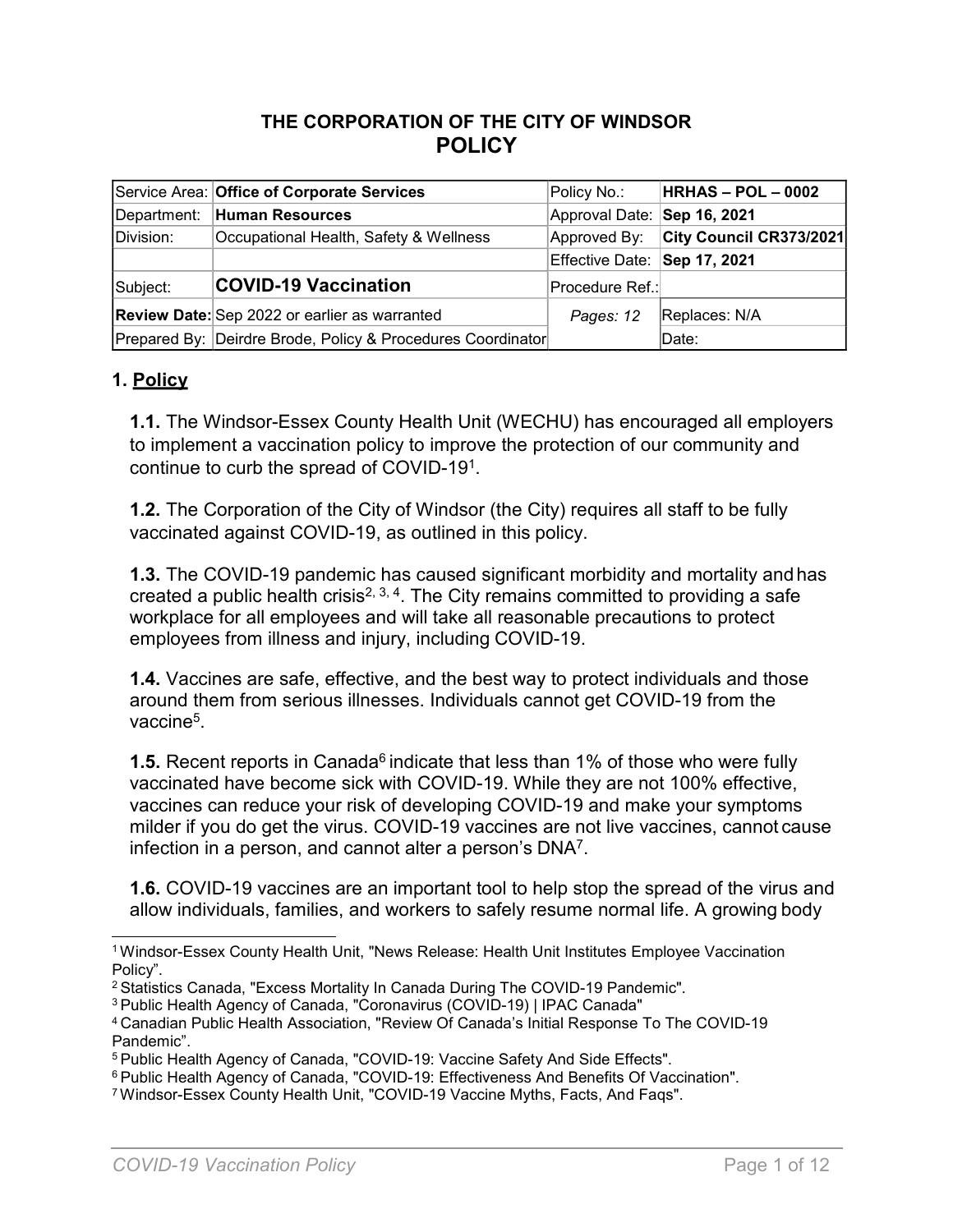**THE CORPORATION OF THE CITY OF WINDSOR**

# POLICY

| Service Area: | **Office of Corporate Services** | Policy No.: | **HRHAS – POL – 0002** |
|---|---|---|---|
| Department: | **Human Resources** | Approval Date: | **Sep 16, 2021** |
| Division: | Occupational Health, Safety & Wellness | Approved By: | **City Council CR373/2021** |
| | | Effective Date: | **Sep 17, 2021** |
| Subject: | **COVID-19 Vaccination** | Procedure Ref.: | |
| **Review Date:** | Sep 2022 or earlier as warranted | *Pages: 12* | Replaces: N/A |
| Prepared By: | Deirdre Brode, Policy & Procedures Coordinator | | Date: |

## 1. Policy

**1.1.** The Windsor-Essex County Health Unit (WECHU) has encouraged all employers to implement a vaccination policy to improve the protection of our community and continue to curb the spread of COVID-19[1].

**1.2.** The Corporation of the City of Windsor (the City) requires all staff to be fully vaccinated against COVID-19, as outlined in this policy.

**1.3.** The COVID-19 pandemic has caused significant morbidity and mortality and has created a public health crisis[2, 3, 4]. The City remains committed to providing a safe workplace for all employees and will take all reasonable precautions to protect employees from illness and injury, including COVID-19.

**1.4.** Vaccines are safe, effective, and the best way to protect individuals and those around them from serious illnesses. Individuals cannot get COVID-19 from the vaccine[5].

**1.5.** Recent reports in Canada[6] indicate that less than 1% of those who were fully vaccinated have become sick with COVID-19. While they are not 100% effective, vaccines can reduce your risk of developing COVID-19 and make your symptoms milder if you do get the virus. COVID-19 vaccines are not live vaccines, cannot cause infection in a person, and cannot alter a person's DNA[7].

**1.6.** COVID-19 vaccines are an important tool to help stop the spread of the virus and allow individuals, families, and workers to safely resume normal life. A growing body

---

[1] Windsor-Essex County Health Unit, "News Release: Health Unit Institutes Employee Vaccination Policy".

[2] Statistics Canada, "Excess Mortality In Canada During The COVID-19 Pandemic".

[3] Public Health Agency of Canada, "Coronavirus (COVID-19) | IPAC Canada"

[4] Canadian Public Health Association, "Review Of Canada's Initial Response To The COVID-19 Pandemic".

[5] Public Health Agency of Canada, "COVID-19: Vaccine Safety And Side Effects".

[6] Public Health Agency of Canada, "COVID-19: Effectiveness And Benefits Of Vaccination".

[7] Windsor-Essex County Health Unit, "COVID-19 Vaccine Myths, Facts, And Faqs".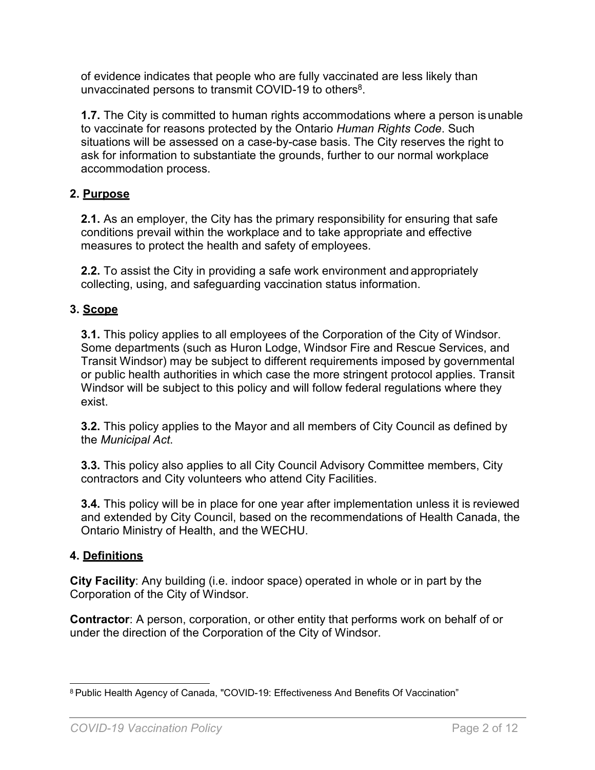of evidence indicates that people who are fully vaccinated are less likely than unvaccinated persons to transmit COVID-19 to others[8].

**1.7.** The City is committed to human rights accommodations where a person is unable to vaccinate for reasons protected by the Ontario *Human Rights Code*. Such situations will be assessed on a case-by-case basis. The City reserves the right to ask for information to substantiate the grounds, further to our normal workplace accommodation process.

## 2. Purpose

**2.1.** As an employer, the City has the primary responsibility for ensuring that safe conditions prevail within the workplace and to take appropriate and effective measures to protect the health and safety of employees.

**2.2.** To assist the City in providing a safe work environment and appropriately collecting, using, and safeguarding vaccination status information.

## 3. Scope

**3.1.** This policy applies to all employees of the Corporation of the City of Windsor. Some departments (such as Huron Lodge, Windsor Fire and Rescue Services, and Transit Windsor) may be subject to different requirements imposed by governmental or public health authorities in which case the more stringent protocol applies. Transit Windsor will be subject to this policy and will follow federal regulations where they exist.

**3.2.** This policy applies to the Mayor and all members of City Council as defined by the *Municipal Act*.

**3.3.** This policy also applies to all City Council Advisory Committee members, City contractors and City volunteers who attend City Facilities.

**3.4.** This policy will be in place for one year after implementation unless it is reviewed and extended by City Council, based on the recommendations of Health Canada, the Ontario Ministry of Health, and the WECHU.

## 4. Definitions

**City Facility**: Any building (i.e. indoor space) operated in whole or in part by the Corporation of the City of Windsor.

**Contractor**: A person, corporation, or other entity that performs work on behalf of or under the direction of the Corporation of the City of Windsor.

---

[8] Public Health Agency of Canada, "COVID-19: Effectiveness And Benefits Of Vaccination"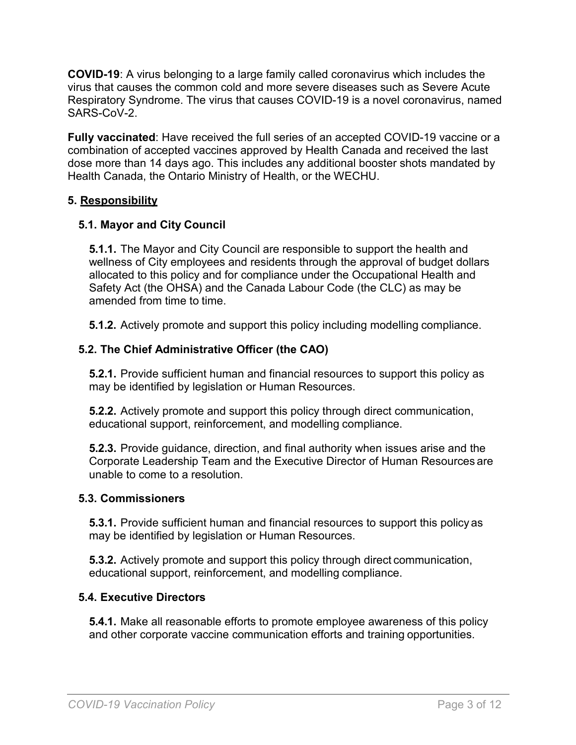**COVID-19**: A virus belonging to a large family called coronavirus which includes the virus that causes the common cold and more severe diseases such as Severe Acute Respiratory Syndrome. The virus that causes COVID-19 is a novel coronavirus, named SARS-CoV-2.

**Fully vaccinated**: Have received the full series of an accepted COVID-19 vaccine or a combination of accepted vaccines approved by Health Canada and received the last dose more than 14 days ago. This includes any additional booster shots mandated by Health Canada, the Ontario Ministry of Health, or the WECHU.

## 5. Responsibility

### 5.1. Mayor and City Council

**5.1.1.** The Mayor and City Council are responsible to support the health and wellness of City employees and residents through the approval of budget dollars allocated to this policy and for compliance under the Occupational Health and Safety Act (the OHSA) and the Canada Labour Code (the CLC) as may be amended from time to time.

**5.1.2.** Actively promote and support this policy including modelling compliance.

### 5.2. The Chief Administrative Officer (the CAO)

**5.2.1.** Provide sufficient human and financial resources to support this policy as may be identified by legislation or Human Resources.

**5.2.2.** Actively promote and support this policy through direct communication, educational support, reinforcement, and modelling compliance.

**5.2.3.** Provide guidance, direction, and final authority when issues arise and the Corporate Leadership Team and the Executive Director of Human Resources are unable to come to a resolution.

### 5.3. Commissioners

**5.3.1.** Provide sufficient human and financial resources to support this policy as may be identified by legislation or Human Resources.

**5.3.2.** Actively promote and support this policy through direct communication, educational support, reinforcement, and modelling compliance.

### 5.4. Executive Directors

**5.4.1.** Make all reasonable efforts to promote employee awareness of this policy and other corporate vaccine communication efforts and training opportunities.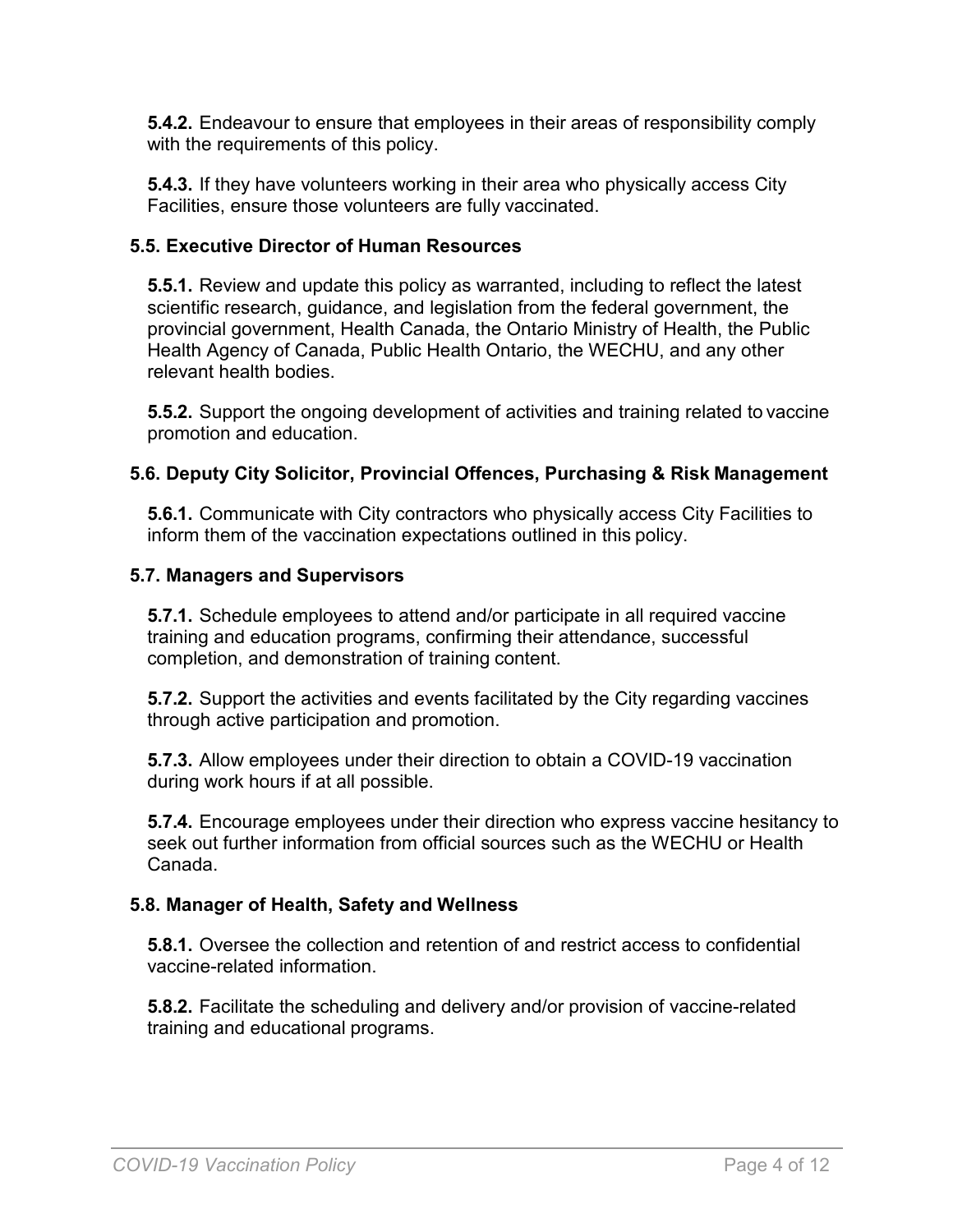**5.4.2.** Endeavour to ensure that employees in their areas of responsibility comply with the requirements of this policy.

**5.4.3.** If they have volunteers working in their area who physically access City Facilities, ensure those volunteers are fully vaccinated.

### 5.5. Executive Director of Human Resources

**5.5.1.** Review and update this policy as warranted, including to reflect the latest scientific research, guidance, and legislation from the federal government, the provincial government, Health Canada, the Ontario Ministry of Health, the Public Health Agency of Canada, Public Health Ontario, the WECHU, and any other relevant health bodies.

**5.5.2.** Support the ongoing development of activities and training related to vaccine promotion and education.

### 5.6. Deputy City Solicitor, Provincial Offences, Purchasing & Risk Management

**5.6.1.** Communicate with City contractors who physically access City Facilities to inform them of the vaccination expectations outlined in this policy.

### 5.7. Managers and Supervisors

**5.7.1.** Schedule employees to attend and/or participate in all required vaccine training and education programs, confirming their attendance, successful completion, and demonstration of training content.

**5.7.2.** Support the activities and events facilitated by the City regarding vaccines through active participation and promotion.

**5.7.3.** Allow employees under their direction to obtain a COVID-19 vaccination during work hours if at all possible.

**5.7.4.** Encourage employees under their direction who express vaccine hesitancy to seek out further information from official sources such as the WECHU or Health Canada.

### 5.8. Manager of Health, Safety and Wellness

**5.8.1.** Oversee the collection and retention of and restrict access to confidential vaccine-related information.

**5.8.2.** Facilitate the scheduling and delivery and/or provision of vaccine-related training and educational programs.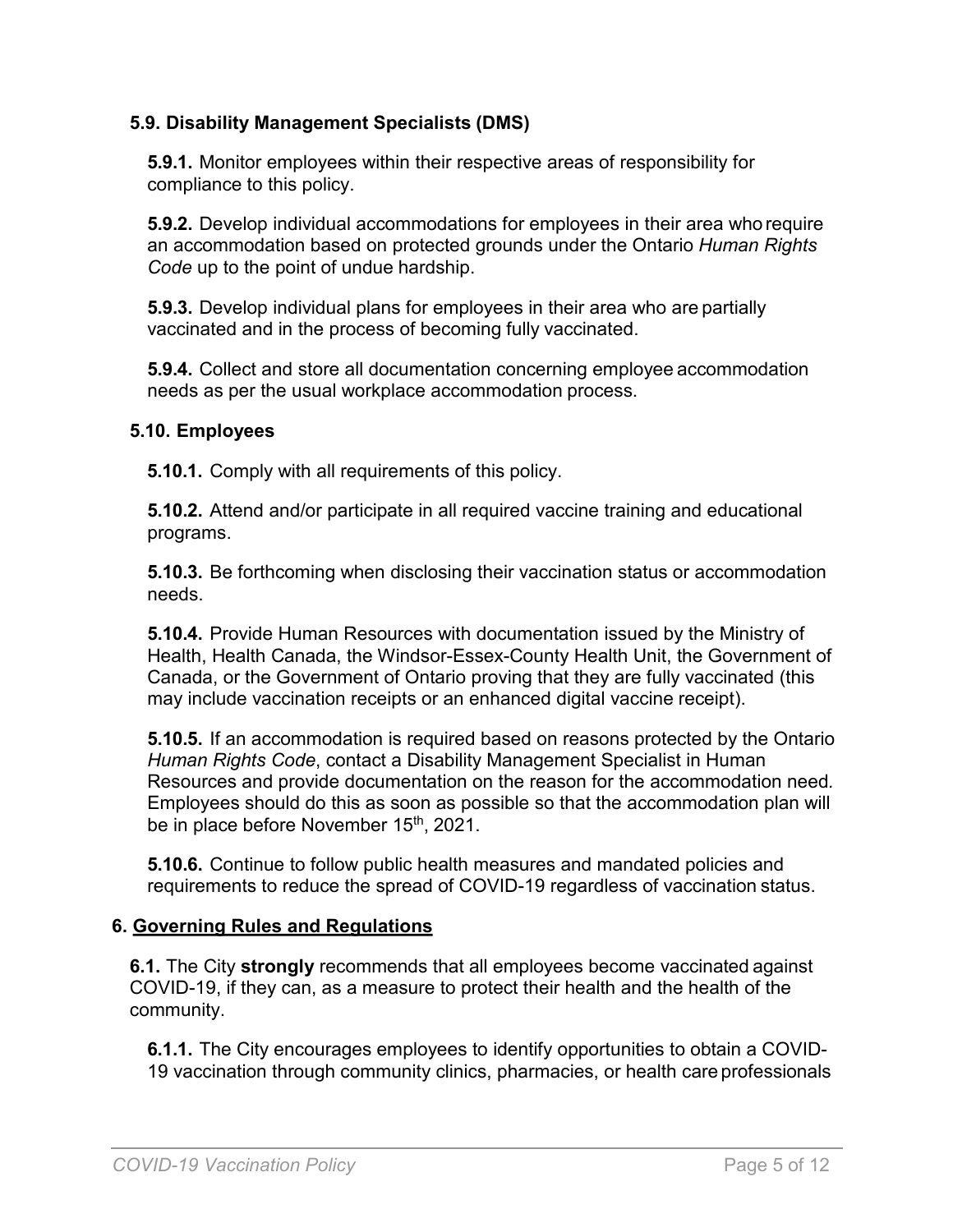### 5.9. Disability Management Specialists (DMS)

**5.9.1.** Monitor employees within their respective areas of responsibility for compliance to this policy.

**5.9.2.** Develop individual accommodations for employees in their area who require an accommodation based on protected grounds under the Ontario *Human Rights Code* up to the point of undue hardship.

**5.9.3.** Develop individual plans for employees in their area who are partially vaccinated and in the process of becoming fully vaccinated.

**5.9.4.** Collect and store all documentation concerning employee accommodation needs as per the usual workplace accommodation process.

### 5.10. Employees

**5.10.1.** Comply with all requirements of this policy.

**5.10.2.** Attend and/or participate in all required vaccine training and educational programs.

**5.10.3.** Be forthcoming when disclosing their vaccination status or accommodation needs.

**5.10.4.** Provide Human Resources with documentation issued by the Ministry of Health, Health Canada, the Windsor-Essex-County Health Unit, the Government of Canada, or the Government of Ontario proving that they are fully vaccinated (this may include vaccination receipts or an enhanced digital vaccine receipt).

**5.10.5.** If an accommodation is required based on reasons protected by the Ontario *Human Rights Code*, contact a Disability Management Specialist in Human Resources and provide documentation on the reason for the accommodation need. Employees should do this as soon as possible so that the accommodation plan will be in place before November 15th, 2021.

**5.10.6.** Continue to follow public health measures and mandated policies and requirements to reduce the spread of COVID-19 regardless of vaccination status.

## 6. Governing Rules and Regulations

**6.1.** The City **strongly** recommends that all employees become vaccinated against COVID-19, if they can, as a measure to protect their health and the health of the community.

**6.1.1.** The City encourages employees to identify opportunities to obtain a COVID-19 vaccination through community clinics, pharmacies, or health care professionals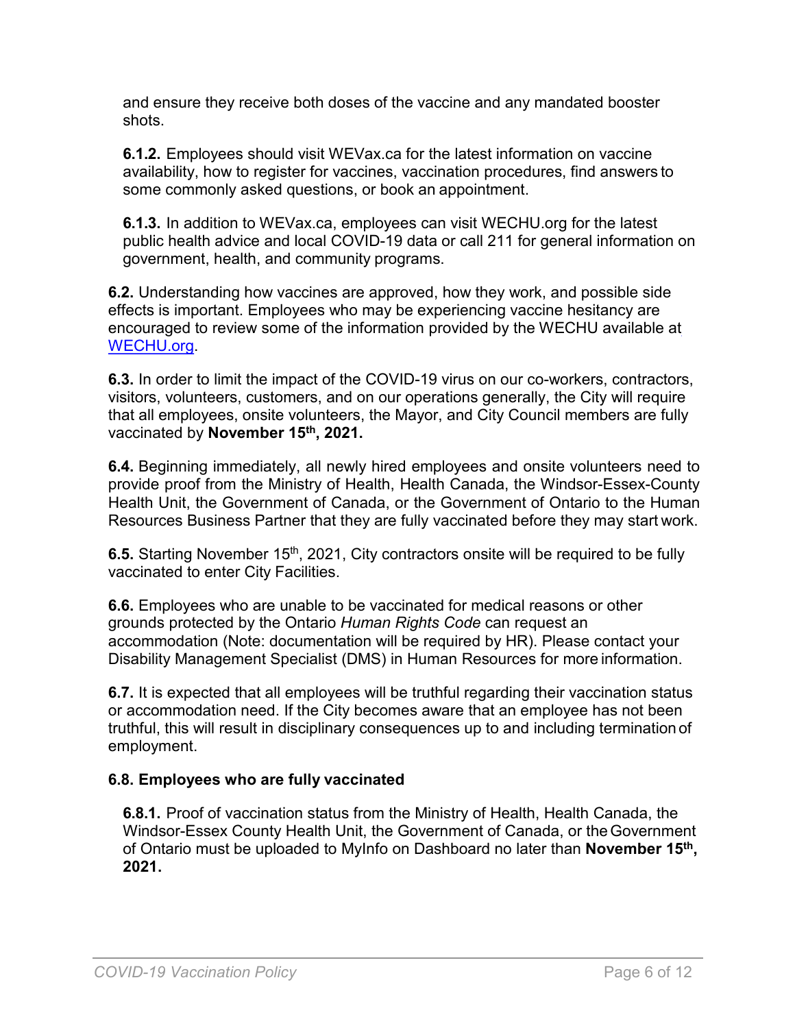and ensure they receive both doses of the vaccine and any mandated booster shots.

**6.1.2.** Employees should visit WEVax.ca for the latest information on vaccine availability, how to register for vaccines, vaccination procedures, find answers to some commonly asked questions, or book an appointment.

**6.1.3.** In addition to WEVax.ca, employees can visit WECHU.org for the latest public health advice and local COVID-19 data or call 211 for general information on government, health, and community programs.

**6.2.** Understanding how vaccines are approved, how they work, and possible side effects is important. Employees who may be experiencing vaccine hesitancy are encouraged to review some of the information provided by the WECHU available at WECHU.org.

**6.3.** In order to limit the impact of the COVID-19 virus on our co-workers, contractors, visitors, volunteers, customers, and on our operations generally, the City will require that all employees, onsite volunteers, the Mayor, and City Council members are fully vaccinated by **November 15th, 2021.**

**6.4.** Beginning immediately, all newly hired employees and onsite volunteers need to provide proof from the Ministry of Health, Health Canada, the Windsor-Essex-County Health Unit, the Government of Canada, or the Government of Ontario to the Human Resources Business Partner that they are fully vaccinated before they may start work.

**6.5.** Starting November 15th, 2021, City contractors onsite will be required to be fully vaccinated to enter City Facilities.

**6.6.** Employees who are unable to be vaccinated for medical reasons or other grounds protected by the Ontario *Human Rights Code* can request an accommodation (Note: documentation will be required by HR). Please contact your Disability Management Specialist (DMS) in Human Resources for more information.

**6.7.** It is expected that all employees will be truthful regarding their vaccination status or accommodation need. If the City becomes aware that an employee has not been truthful, this will result in disciplinary consequences up to and including termination of employment.

**6.8. Employees who are fully vaccinated**

**6.8.1.** Proof of vaccination status from the Ministry of Health, Health Canada, the Windsor-Essex County Health Unit, the Government of Canada, or the Government of Ontario must be uploaded to MyInfo on Dashboard no later than **November 15th, 2021.**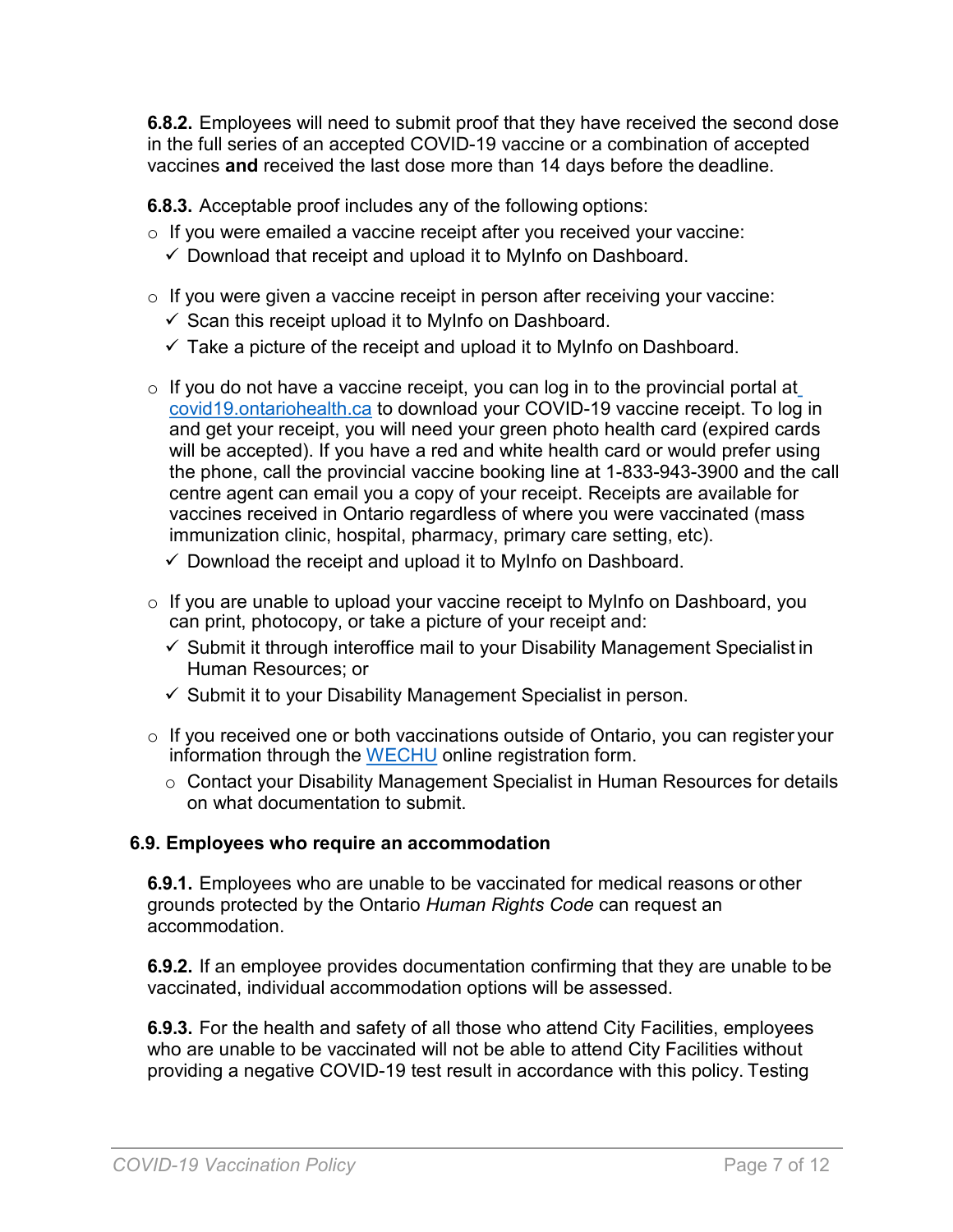**6.8.2.** Employees will need to submit proof that they have received the second dose in the full series of an accepted COVID-19 vaccine or a combination of accepted vaccines **and** received the last dose more than 14 days before the deadline.

**6.8.3.** Acceptable proof includes any of the following options:

- If you were emailed a vaccine receipt after you received your vaccine:
  - ✓ Download that receipt and upload it to MyInfo on Dashboard.
- If you were given a vaccine receipt in person after receiving your vaccine:
  - ✓ Scan this receipt upload it to MyInfo on Dashboard.
  - ✓ Take a picture of the receipt and upload it to MyInfo on Dashboard.
- If you do not have a vaccine receipt, you can log in to the provincial portal at covid19.ontariohealth.ca to download your COVID-19 vaccine receipt. To log in and get your receipt, you will need your green photo health card (expired cards will be accepted). If you have a red and white health card or would prefer using the phone, call the provincial vaccine booking line at 1-833-943-3900 and the call centre agent can email you a copy of your receipt. Receipts are available for vaccines received in Ontario regardless of where you were vaccinated (mass immunization clinic, hospital, pharmacy, primary care setting, etc).
  - ✓ Download the receipt and upload it to MyInfo on Dashboard.
- If you are unable to upload your vaccine receipt to MyInfo on Dashboard, you can print, photocopy, or take a picture of your receipt and:
  - ✓ Submit it through interoffice mail to your Disability Management Specialist in Human Resources; or
  - ✓ Submit it to your Disability Management Specialist in person.
- If you received one or both vaccinations outside of Ontario, you can register your information through the WECHU online registration form.
  - Contact your Disability Management Specialist in Human Resources for details on what documentation to submit.

### 6.9. Employees who require an accommodation

**6.9.1.** Employees who are unable to be vaccinated for medical reasons or other grounds protected by the Ontario *Human Rights Code* can request an accommodation.

**6.9.2.** If an employee provides documentation confirming that they are unable to be vaccinated, individual accommodation options will be assessed.

**6.9.3.** For the health and safety of all those who attend City Facilities, employees who are unable to be vaccinated will not be able to attend City Facilities without providing a negative COVID-19 test result in accordance with this policy. Testing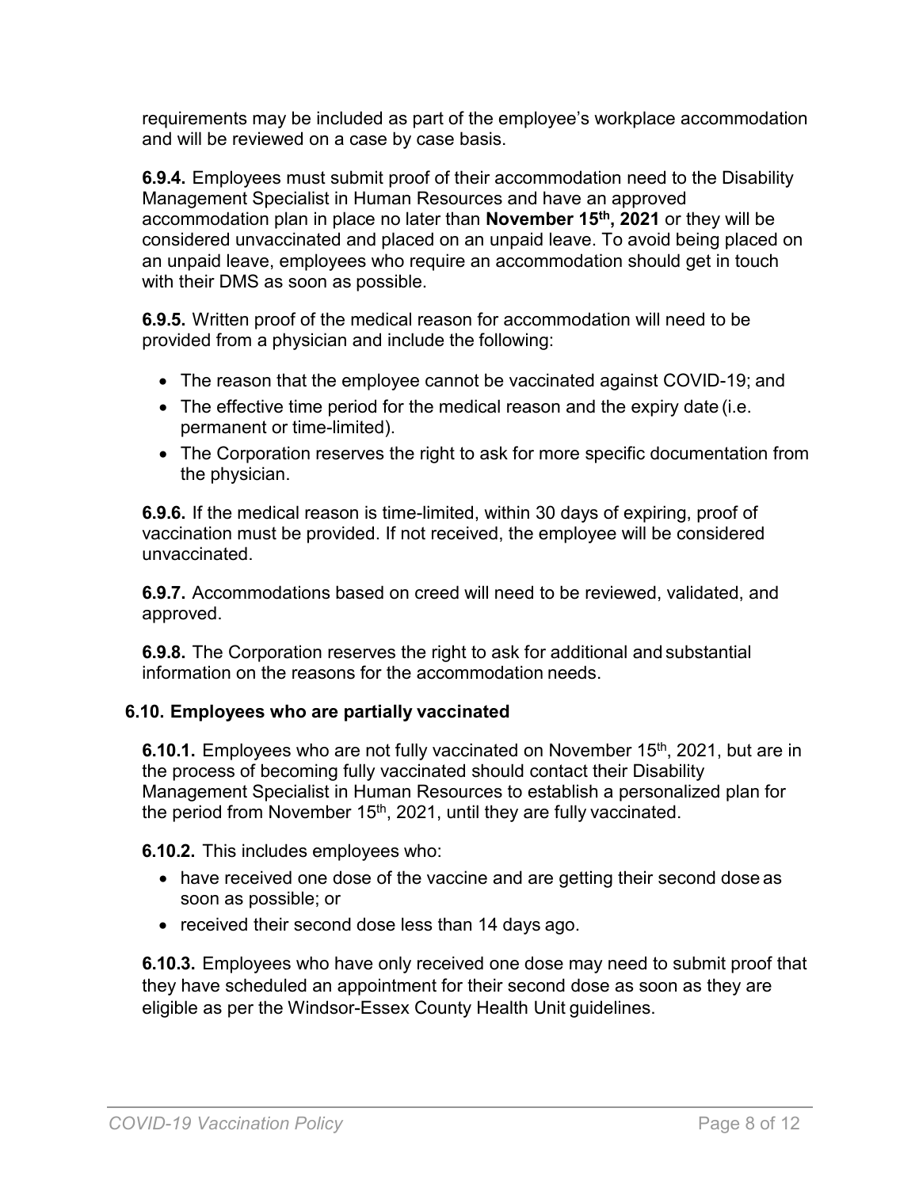requirements may be included as part of the employee's workplace accommodation and will be reviewed on a case by case basis.

**6.9.4.** Employees must submit proof of their accommodation need to the Disability Management Specialist in Human Resources and have an approved accommodation plan in place no later than **November 15th, 2021** or they will be considered unvaccinated and placed on an unpaid leave. To avoid being placed on an unpaid leave, employees who require an accommodation should get in touch with their DMS as soon as possible.

**6.9.5.** Written proof of the medical reason for accommodation will need to be provided from a physician and include the following:

- The reason that the employee cannot be vaccinated against COVID-19; and
- The effective time period for the medical reason and the expiry date (i.e. permanent or time-limited).
- The Corporation reserves the right to ask for more specific documentation from the physician.

**6.9.6.** If the medical reason is time-limited, within 30 days of expiring, proof of vaccination must be provided. If not received, the employee will be considered unvaccinated.

**6.9.7.** Accommodations based on creed will need to be reviewed, validated, and approved.

**6.9.8.** The Corporation reserves the right to ask for additional and substantial information on the reasons for the accommodation needs.

### 6.10. Employees who are partially vaccinated

**6.10.1.** Employees who are not fully vaccinated on November 15th, 2021, but are in the process of becoming fully vaccinated should contact their Disability Management Specialist in Human Resources to establish a personalized plan for the period from November 15th, 2021, until they are fully vaccinated.

**6.10.2.** This includes employees who:

- have received one dose of the vaccine and are getting their second dose as soon as possible; or
- received their second dose less than 14 days ago.

**6.10.3.** Employees who have only received one dose may need to submit proof that they have scheduled an appointment for their second dose as soon as they are eligible as per the Windsor-Essex County Health Unit guidelines.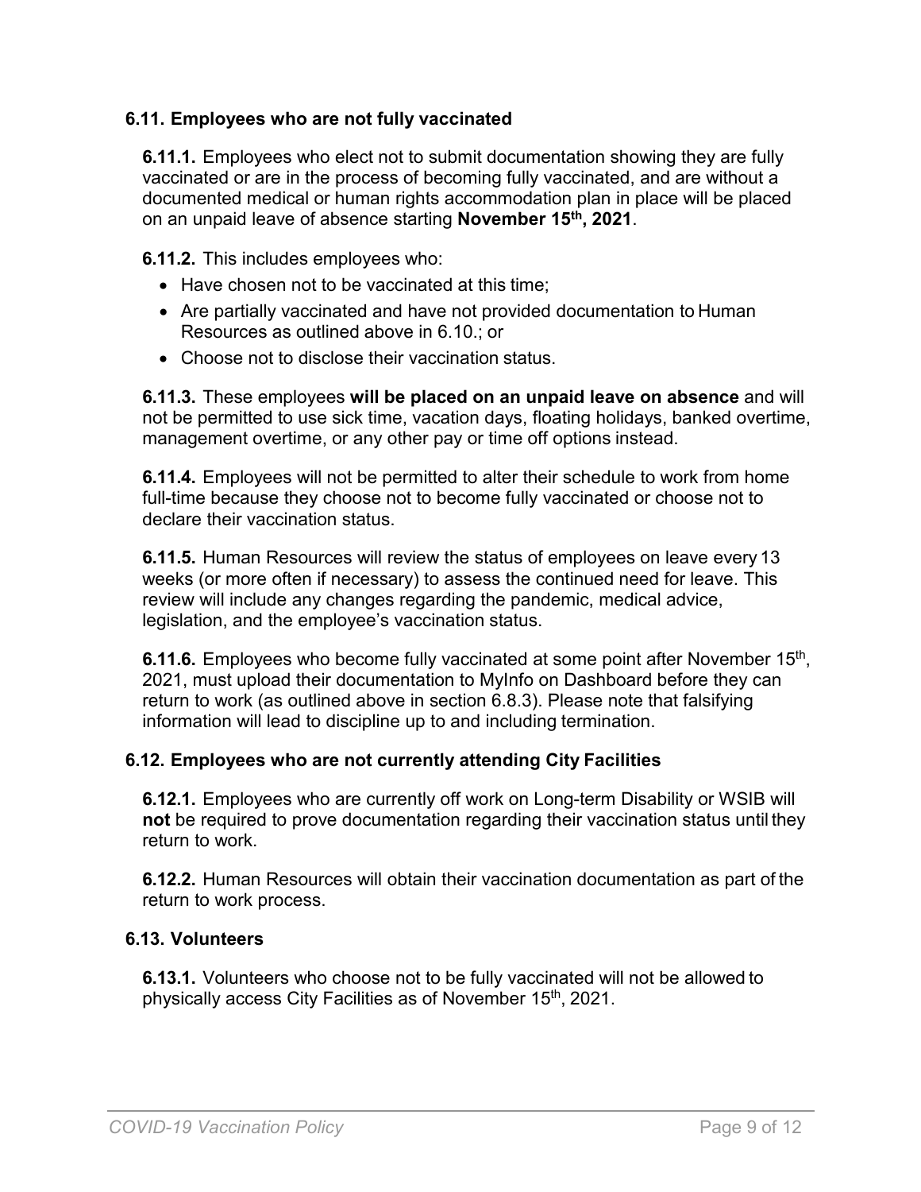### 6.11. Employees who are not fully vaccinated

**6.11.1.** Employees who elect not to submit documentation showing they are fully vaccinated or are in the process of becoming fully vaccinated, and are without a documented medical or human rights accommodation plan in place will be placed on an unpaid leave of absence starting **November 15th, 2021**.

**6.11.2.** This includes employees who:

- Have chosen not to be vaccinated at this time;
- Are partially vaccinated and have not provided documentation to Human Resources as outlined above in 6.10.; or
- Choose not to disclose their vaccination status.

**6.11.3.** These employees **will be placed on an unpaid leave on absence** and will not be permitted to use sick time, vacation days, floating holidays, banked overtime, management overtime, or any other pay or time off options instead.

**6.11.4.** Employees will not be permitted to alter their schedule to work from home full-time because they choose not to become fully vaccinated or choose not to declare their vaccination status.

**6.11.5.** Human Resources will review the status of employees on leave every 13 weeks (or more often if necessary) to assess the continued need for leave. This review will include any changes regarding the pandemic, medical advice, legislation, and the employee's vaccination status.

**6.11.6.** Employees who become fully vaccinated at some point after November 15th, 2021, must upload their documentation to MyInfo on Dashboard before they can return to work (as outlined above in section 6.8.3). Please note that falsifying information will lead to discipline up to and including termination.

### 6.12. Employees who are not currently attending City Facilities

**6.12.1.** Employees who are currently off work on Long-term Disability or WSIB will **not** be required to prove documentation regarding their vaccination status until they return to work.

**6.12.2.** Human Resources will obtain their vaccination documentation as part of the return to work process.

### 6.13. Volunteers

**6.13.1.** Volunteers who choose not to be fully vaccinated will not be allowed to physically access City Facilities as of November 15th, 2021.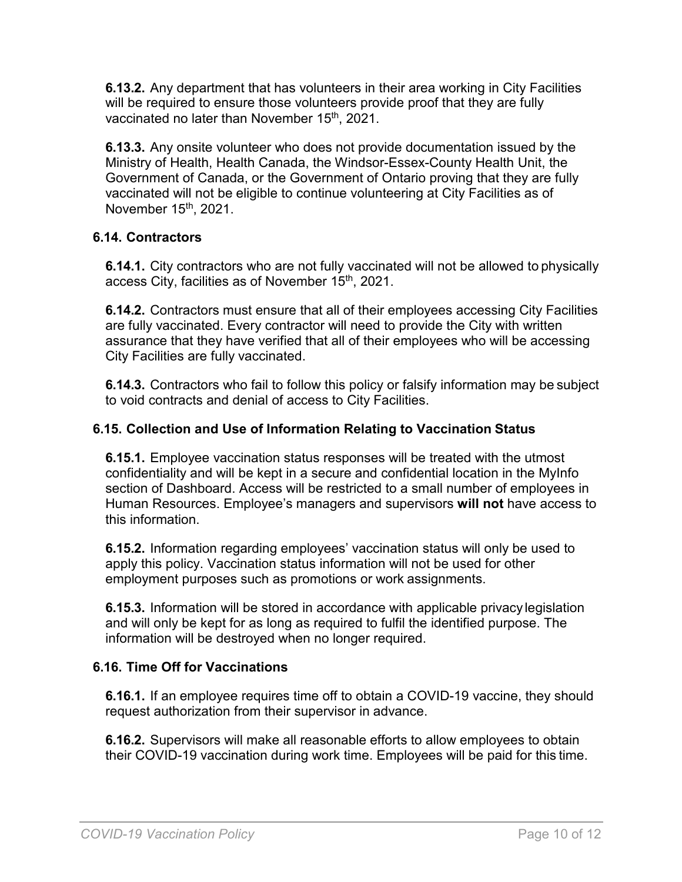**6.13.2.** Any department that has volunteers in their area working in City Facilities will be required to ensure those volunteers provide proof that they are fully vaccinated no later than November 15th, 2021.

**6.13.3.** Any onsite volunteer who does not provide documentation issued by the Ministry of Health, Health Canada, the Windsor-Essex-County Health Unit, the Government of Canada, or the Government of Ontario proving that they are fully vaccinated will not be eligible to continue volunteering at City Facilities as of November 15th, 2021.

### 6.14. Contractors

**6.14.1.** City contractors who are not fully vaccinated will not be allowed to physically access City, facilities as of November 15th, 2021.

**6.14.2.** Contractors must ensure that all of their employees accessing City Facilities are fully vaccinated. Every contractor will need to provide the City with written assurance that they have verified that all of their employees who will be accessing City Facilities are fully vaccinated.

**6.14.3.** Contractors who fail to follow this policy or falsify information may be subject to void contracts and denial of access to City Facilities.

### 6.15. Collection and Use of Information Relating to Vaccination Status

**6.15.1.** Employee vaccination status responses will be treated with the utmost confidentiality and will be kept in a secure and confidential location in the MyInfo section of Dashboard. Access will be restricted to a small number of employees in Human Resources. Employee's managers and supervisors **will not** have access to this information.

**6.15.2.** Information regarding employees' vaccination status will only be used to apply this policy. Vaccination status information will not be used for other employment purposes such as promotions or work assignments.

**6.15.3.** Information will be stored in accordance with applicable privacy legislation and will only be kept for as long as required to fulfil the identified purpose. The information will be destroyed when no longer required.

### 6.16. Time Off for Vaccinations

**6.16.1.** If an employee requires time off to obtain a COVID-19 vaccine, they should request authorization from their supervisor in advance.

**6.16.2.** Supervisors will make all reasonable efforts to allow employees to obtain their COVID-19 vaccination during work time. Employees will be paid for this time.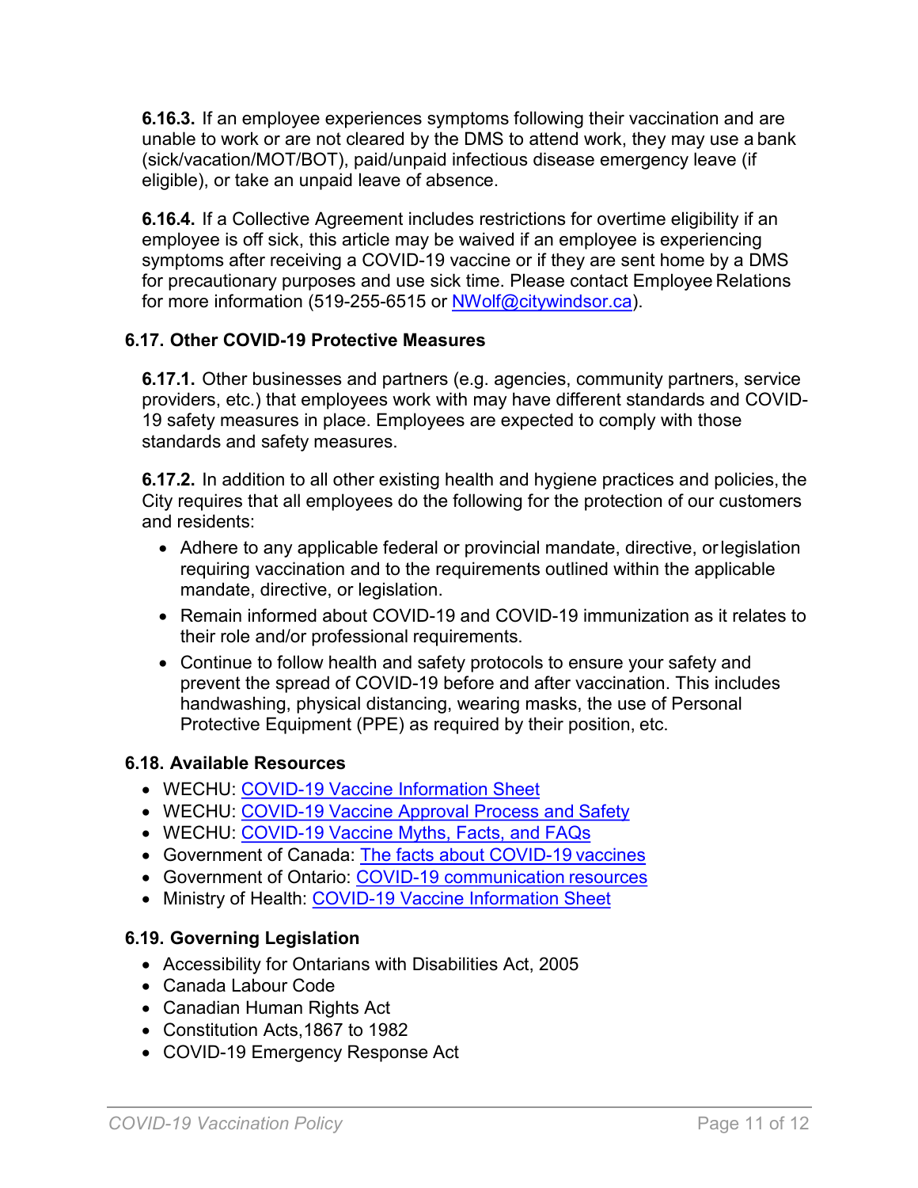**6.16.3.** If an employee experiences symptoms following their vaccination and are unable to work or are not cleared by the DMS to attend work, they may use a bank (sick/vacation/MOT/BOT), paid/unpaid infectious disease emergency leave (if eligible), or take an unpaid leave of absence.

**6.16.4.** If a Collective Agreement includes restrictions for overtime eligibility if an employee is off sick, this article may be waived if an employee is experiencing symptoms after receiving a COVID-19 vaccine or if they are sent home by a DMS for precautionary purposes and use sick time. Please contact Employee Relations for more information (519-255-6515 or [NWolf@citywindsor.ca](mailto:NWolf@citywindsor.ca)).

### 6.17. Other COVID-19 Protective Measures

**6.17.1.** Other businesses and partners (e.g. agencies, community partners, service providers, etc.) that employees work with may have different standards and COVID-19 safety measures in place. Employees are expected to comply with those standards and safety measures.

**6.17.2.** In addition to all other existing health and hygiene practices and policies, the City requires that all employees do the following for the protection of our customers and residents:

- Adhere to any applicable federal or provincial mandate, directive, or legislation requiring vaccination and to the requirements outlined within the applicable mandate, directive, or legislation.
- Remain informed about COVID-19 and COVID-19 immunization as it relates to their role and/or professional requirements.
- Continue to follow health and safety protocols to ensure your safety and prevent the spread of COVID-19 before and after vaccination. This includes handwashing, physical distancing, wearing masks, the use of Personal Protective Equipment (PPE) as required by their position, etc.

### 6.18. Available Resources

- WECHU: COVID-19 Vaccine Information Sheet
- WECHU: COVID-19 Vaccine Approval Process and Safety
- WECHU: COVID-19 Vaccine Myths, Facts, and FAQs
- Government of Canada: The facts about COVID-19 vaccines
- Government of Ontario: COVID-19 communication resources
- Ministry of Health: COVID-19 Vaccine Information Sheet

### 6.19. Governing Legislation

- Accessibility for Ontarians with Disabilities Act, 2005
- Canada Labour Code
- Canadian Human Rights Act
- Constitution Acts, 1867 to 1982
- COVID-19 Emergency Response Act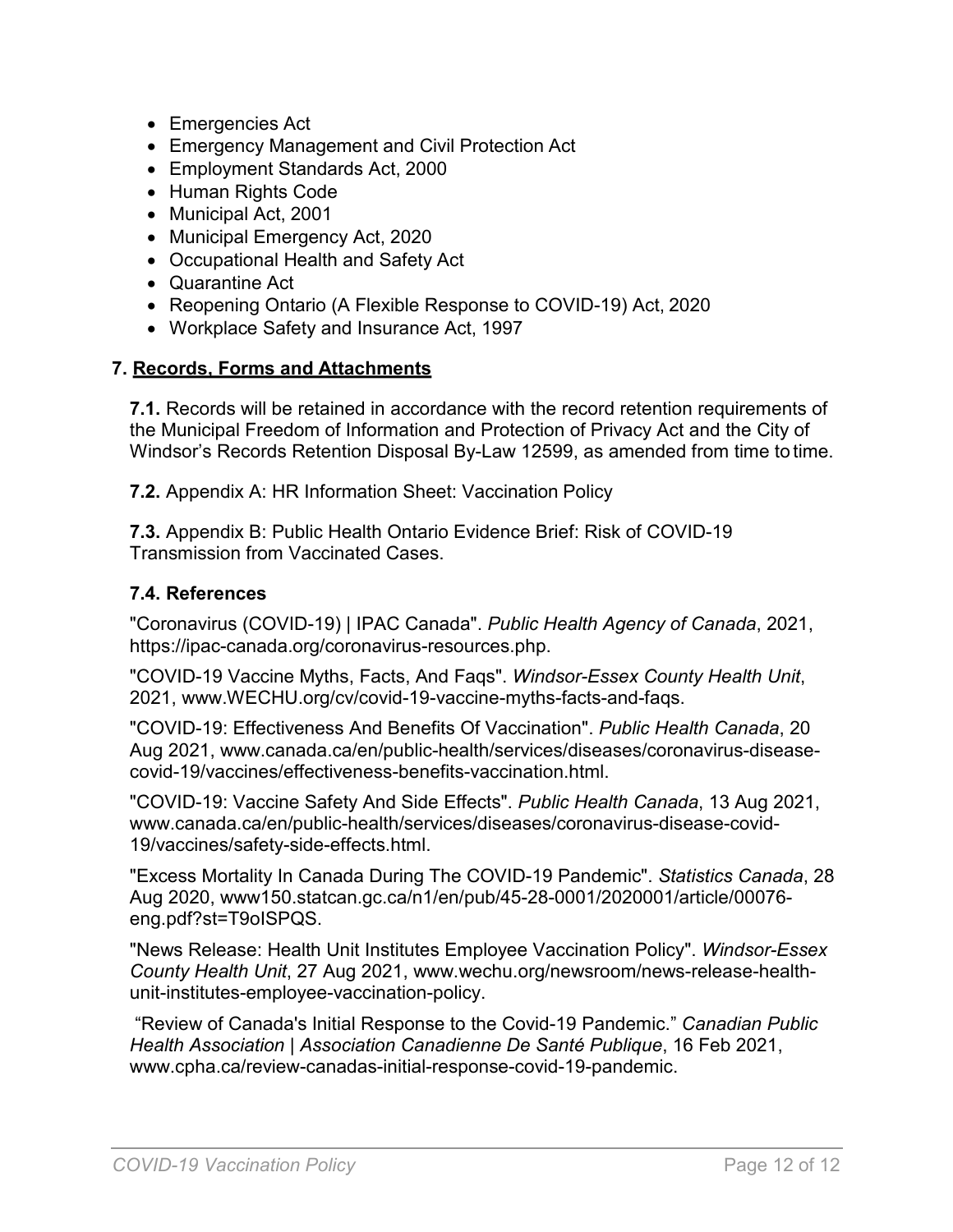- Emergencies Act
- Emergency Management and Civil Protection Act
- Employment Standards Act, 2000
- Human Rights Code
- Municipal Act, 2001
- Municipal Emergency Act, 2020
- Occupational Health and Safety Act
- Quarantine Act
- Reopening Ontario (A Flexible Response to COVID-19) Act, 2020
- Workplace Safety and Insurance Act, 1997

## 7. Records, Forms and Attachments

**7.1.** Records will be retained in accordance with the record retention requirements of the Municipal Freedom of Information and Protection of Privacy Act and the City of Windsor's Records Retention Disposal By-Law 12599, as amended from time to time.

**7.2.** Appendix A: HR Information Sheet: Vaccination Policy

**7.3.** Appendix B: Public Health Ontario Evidence Brief: Risk of COVID-19 Transmission from Vaccinated Cases.

### 7.4. References

"Coronavirus (COVID-19) | IPAC Canada". *Public Health Agency of Canada*, 2021, https://ipac-canada.org/coronavirus-resources.php.

"COVID-19 Vaccine Myths, Facts, And Faqs". *Windsor-Essex County Health Unit*, 2021, www.WECHU.org/cv/covid-19-vaccine-myths-facts-and-faqs.

"COVID-19: Effectiveness And Benefits Of Vaccination". *Public Health Canada*, 20 Aug 2021, www.canada.ca/en/public-health/services/diseases/coronavirus-disease-covid-19/vaccines/effectiveness-benefits-vaccination.html.

"COVID-19: Vaccine Safety And Side Effects". *Public Health Canada*, 13 Aug 2021, www.canada.ca/en/public-health/services/diseases/coronavirus-disease-covid-19/vaccines/safety-side-effects.html.

"Excess Mortality In Canada During The COVID-19 Pandemic". *Statistics Canada*, 28 Aug 2020, www150.statcan.gc.ca/n1/en/pub/45-28-0001/2020001/article/00076-eng.pdf?st=T9oISPQS.

"News Release: Health Unit Institutes Employee Vaccination Policy". *Windsor-Essex County Health Unit*, 27 Aug 2021, www.wechu.org/newsroom/news-release-health-unit-institutes-employee-vaccination-policy.

"Review of Canada's Initial Response to the Covid-19 Pandemic." *Canadian Public Health Association | Association Canadienne De Santé Publique*, 16 Feb 2021, www.cpha.ca/review-canadas-initial-response-covid-19-pandemic.